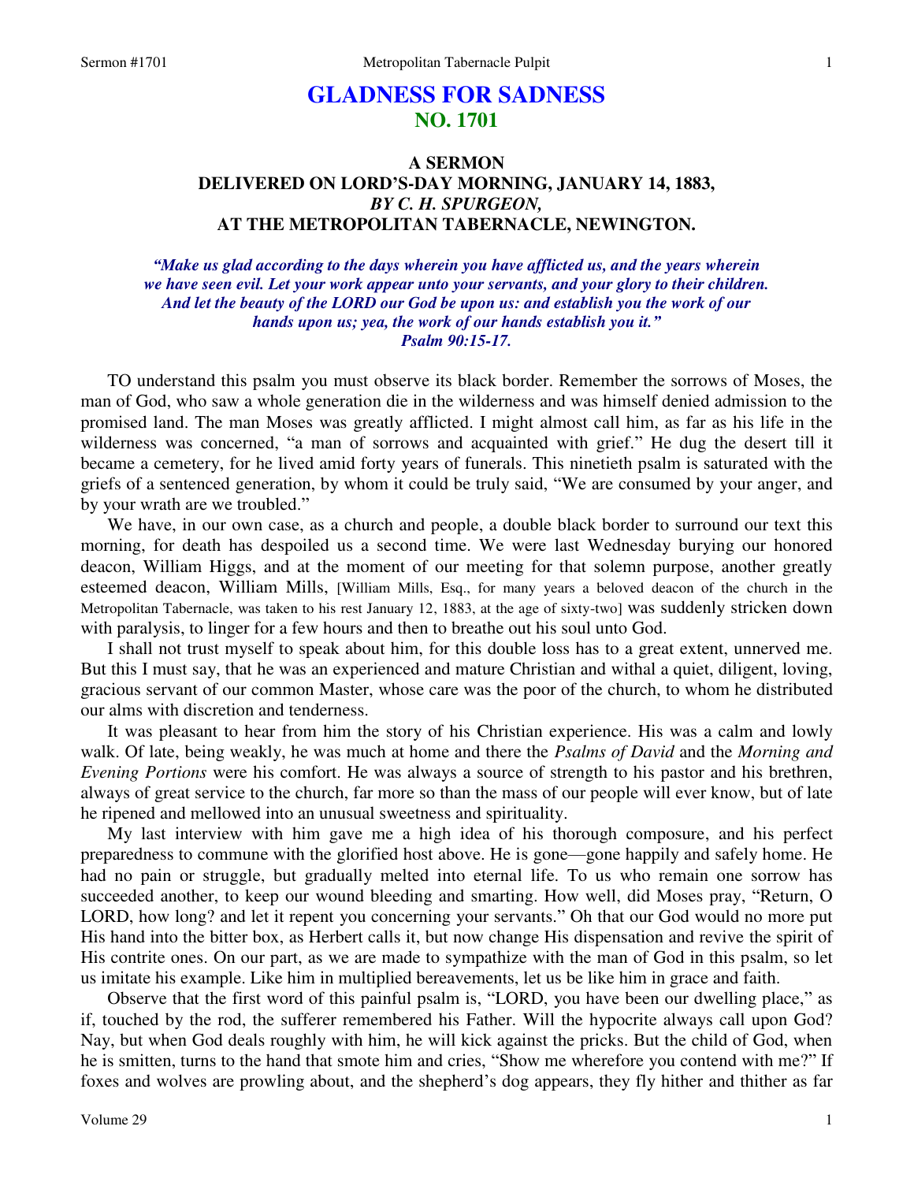# GLADNESS FOR SADNESS
## NO. 1701

### A SERMON
### DELIVERED ON LORD'S-DAY MORNING, JANUARY 14, 1883,
### *BY C. H. SPURGEON,*
### AT THE METROPOLITAN TABERNACLE, NEWINGTON.

***"Make us glad according to the days wherein you have afflicted us, and the years wherein we have seen evil. Let your work appear unto your servants, and your glory to their children. And let the beauty of the LORD our God be upon us: and establish you the work of our hands upon us; yea, the work of our hands establish you it."***
***Psalm 90:15-17.***

TO understand this psalm you must observe its black border. Remember the sorrows of Moses, the man of God, who saw a whole generation die in the wilderness and was himself denied admission to the promised land. The man Moses was greatly afflicted. I might almost call him, as far as his life in the wilderness was concerned, "a man of sorrows and acquainted with grief." He dug the desert till it became a cemetery, for he lived amid forty years of funerals. This ninetieth psalm is saturated with the griefs of a sentenced generation, by whom it could be truly said, "We are consumed by your anger, and by your wrath are we troubled."

We have, in our own case, as a church and people, a double black border to surround our text this morning, for death has despoiled us a second time. We were last Wednesday burying our honored deacon, William Higgs, and at the moment of our meeting for that solemn purpose, another greatly esteemed deacon, William Mills, [William Mills, Esq., for many years a beloved deacon of the church in the Metropolitan Tabernacle, was taken to his rest January 12, 1883, at the age of sixty-two] was suddenly stricken down with paralysis, to linger for a few hours and then to breathe out his soul unto God.

I shall not trust myself to speak about him, for this double loss has to a great extent, unnerved me. But this I must say, that he was an experienced and mature Christian and withal a quiet, diligent, loving, gracious servant of our common Master, whose care was the poor of the church, to whom he distributed our alms with discretion and tenderness.

It was pleasant to hear from him the story of his Christian experience. His was a calm and lowly walk. Of late, being weakly, he was much at home and there the *Psalms of David* and the *Morning and Evening Portions* were his comfort. He was always a source of strength to his pastor and his brethren, always of great service to the church, far more so than the mass of our people will ever know, but of late he ripened and mellowed into an unusual sweetness and spirituality.

My last interview with him gave me a high idea of his thorough composure, and his perfect preparedness to commune with the glorified host above. He is gone—gone happily and safely home. He had no pain or struggle, but gradually melted into eternal life. To us who remain one sorrow has succeeded another, to keep our wound bleeding and smarting. How well, did Moses pray, "Return, O LORD, how long? and let it repent you concerning your servants." Oh that our God would no more put His hand into the bitter box, as Herbert calls it, but now change His dispensation and revive the spirit of His contrite ones. On our part, as we are made to sympathize with the man of God in this psalm, so let us imitate his example. Like him in multiplied bereavements, let us be like him in grace and faith.

Observe that the first word of this painful psalm is, "LORD, you have been our dwelling place," as if, touched by the rod, the sufferer remembered his Father. Will the hypocrite always call upon God? Nay, but when God deals roughly with him, he will kick against the pricks. But the child of God, when he is smitten, turns to the hand that smote him and cries, "Show me wherefore you contend with me?" If foxes and wolves are prowling about, and the shepherd's dog appears, they fly hither and thither as far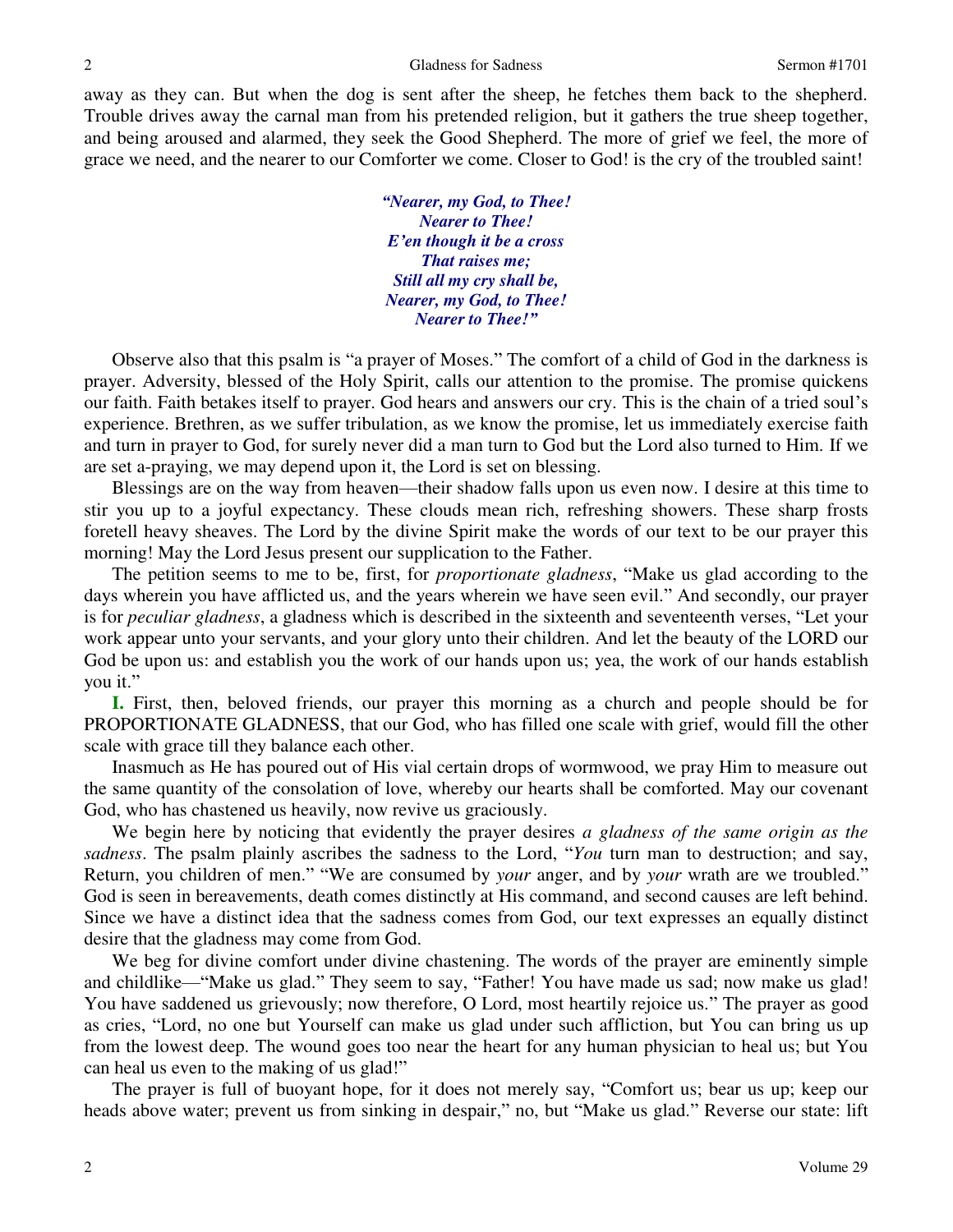away as they can. But when the dog is sent after the sheep, he fetches them back to the shepherd. Trouble drives away the carnal man from his pretended religion, but it gathers the true sheep together, and being aroused and alarmed, they seek the Good Shepherd. The more of grief we feel, the more of grace we need, and the nearer to our Comforter we come. Closer to God! is the cry of the troubled saint!

> ***"Nearer, my God, to Thee!***
> ***Nearer to Thee!***
> ***E'en though it be a cross***
> ***That raises me;***
> ***Still all my cry shall be,***
> ***Nearer, my God, to Thee!***
> ***Nearer to Thee!"***

Observe also that this psalm is "a prayer of Moses." The comfort of a child of God in the darkness is prayer. Adversity, blessed of the Holy Spirit, calls our attention to the promise. The promise quickens our faith. Faith betakes itself to prayer. God hears and answers our cry. This is the chain of a tried soul's experience. Brethren, as we suffer tribulation, as we know the promise, let us immediately exercise faith and turn in prayer to God, for surely never did a man turn to God but the Lord also turned to Him. If we are set a-praying, we may depend upon it, the Lord is set on blessing.

Blessings are on the way from heaven—their shadow falls upon us even now. I desire at this time to stir you up to a joyful expectancy. These clouds mean rich, refreshing showers. These sharp frosts foretell heavy sheaves. The Lord by the divine Spirit make the words of our text to be our prayer this morning! May the Lord Jesus present our supplication to the Father.

The petition seems to me to be, first, for *proportionate gladness*, "Make us glad according to the days wherein you have afflicted us, and the years wherein we have seen evil." And secondly, our prayer is for *peculiar gladness*, a gladness which is described in the sixteenth and seventeenth verses, "Let your work appear unto your servants, and your glory unto their children. And let the beauty of the LORD our God be upon us: and establish you the work of our hands upon us; yea, the work of our hands establish you it."

**I.** First, then, beloved friends, our prayer this morning as a church and people should be for PROPORTIONATE GLADNESS, that our God, who has filled one scale with grief, would fill the other scale with grace till they balance each other.

Inasmuch as He has poured out of His vial certain drops of wormwood, we pray Him to measure out the same quantity of the consolation of love, whereby our hearts shall be comforted. May our covenant God, who has chastened us heavily, now revive us graciously.

We begin here by noticing that evidently the prayer desires *a gladness of the same origin as the sadness*. The psalm plainly ascribes the sadness to the Lord, "*You* turn man to destruction; and say, Return, you children of men." "We are consumed by *your* anger, and by *your* wrath are we troubled." God is seen in bereavements, death comes distinctly at His command, and second causes are left behind. Since we have a distinct idea that the sadness comes from God, our text expresses an equally distinct desire that the gladness may come from God.

We beg for divine comfort under divine chastening. The words of the prayer are eminently simple and childlike—"Make us glad." They seem to say, "Father! You have made us sad; now make us glad! You have saddened us grievously; now therefore, O Lord, most heartily rejoice us." The prayer as good as cries, "Lord, no one but Yourself can make us glad under such affliction, but You can bring us up from the lowest deep. The wound goes too near the heart for any human physician to heal us; but You can heal us even to the making of us glad!"

The prayer is full of buoyant hope, for it does not merely say, "Comfort us; bear us up; keep our heads above water; prevent us from sinking in despair," no, but "Make us glad." Reverse our state: lift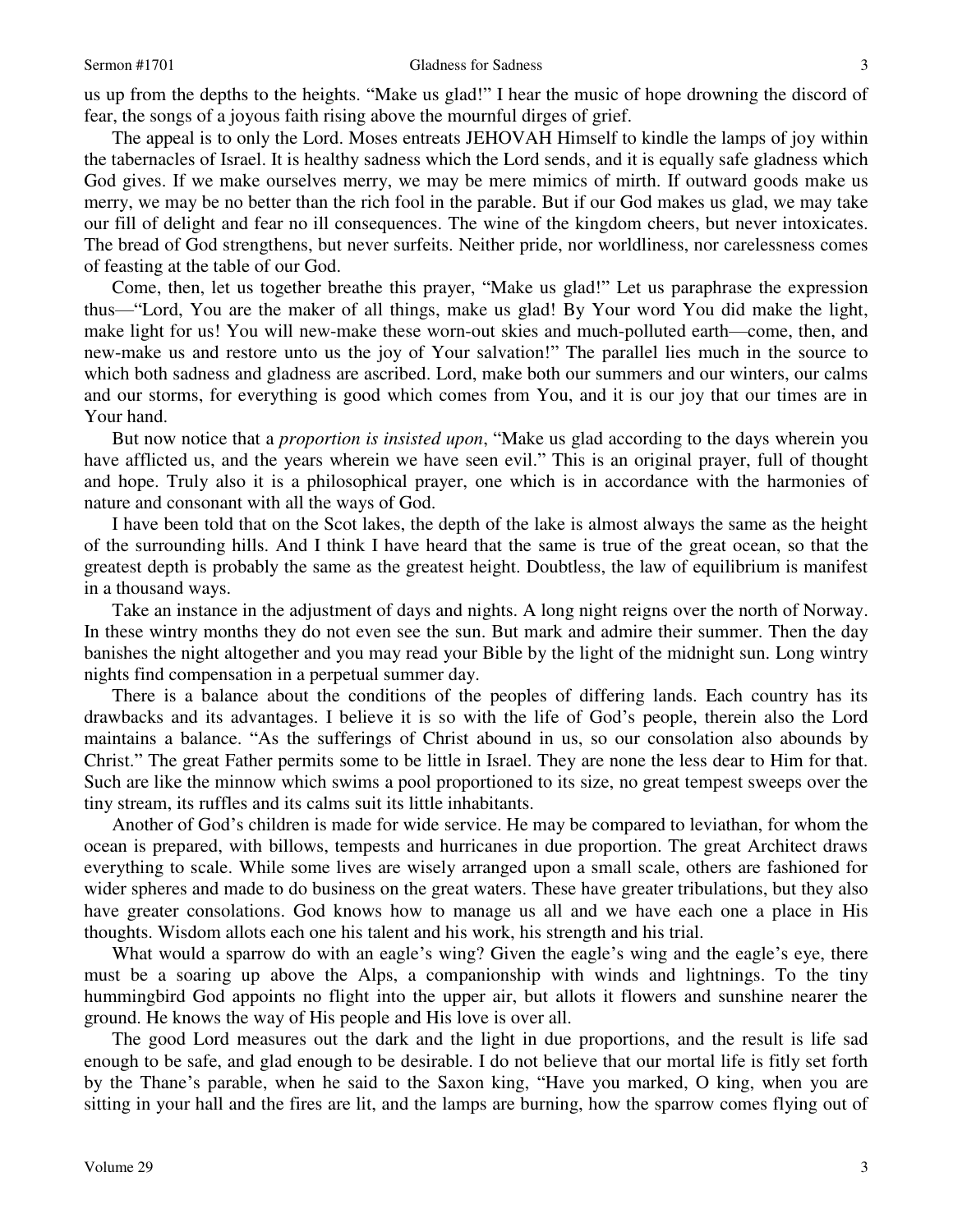us up from the depths to the heights. "Make us glad!" I hear the music of hope drowning the discord of fear, the songs of a joyous faith rising above the mournful dirges of grief.

The appeal is to only the Lord. Moses entreats JEHOVAH Himself to kindle the lamps of joy within the tabernacles of Israel. It is healthy sadness which the Lord sends, and it is equally safe gladness which God gives. If we make ourselves merry, we may be mere mimics of mirth. If outward goods make us merry, we may be no better than the rich fool in the parable. But if our God makes us glad, we may take our fill of delight and fear no ill consequences. The wine of the kingdom cheers, but never intoxicates. The bread of God strengthens, but never surfeits. Neither pride, nor worldliness, nor carelessness comes of feasting at the table of our God.

Come, then, let us together breathe this prayer, "Make us glad!" Let us paraphrase the expression thus—"Lord, You are the maker of all things, make us glad! By Your word You did make the light, make light for us! You will new-make these worn-out skies and much-polluted earth—come, then, and new-make us and restore unto us the joy of Your salvation!" The parallel lies much in the source to which both sadness and gladness are ascribed. Lord, make both our summers and our winters, our calms and our storms, for everything is good which comes from You, and it is our joy that our times are in Your hand.

But now notice that a *proportion is insisted upon*, "Make us glad according to the days wherein you have afflicted us, and the years wherein we have seen evil." This is an original prayer, full of thought and hope. Truly also it is a philosophical prayer, one which is in accordance with the harmonies of nature and consonant with all the ways of God.

I have been told that on the Scot lakes, the depth of the lake is almost always the same as the height of the surrounding hills. And I think I have heard that the same is true of the great ocean, so that the greatest depth is probably the same as the greatest height. Doubtless, the law of equilibrium is manifest in a thousand ways.

Take an instance in the adjustment of days and nights. A long night reigns over the north of Norway. In these wintry months they do not even see the sun. But mark and admire their summer. Then the day banishes the night altogether and you may read your Bible by the light of the midnight sun. Long wintry nights find compensation in a perpetual summer day.

There is a balance about the conditions of the peoples of differing lands. Each country has its drawbacks and its advantages. I believe it is so with the life of God's people, therein also the Lord maintains a balance. "As the sufferings of Christ abound in us, so our consolation also abounds by Christ." The great Father permits some to be little in Israel. They are none the less dear to Him for that. Such are like the minnow which swims a pool proportioned to its size, no great tempest sweeps over the tiny stream, its ruffles and its calms suit its little inhabitants.

Another of God's children is made for wide service. He may be compared to leviathan, for whom the ocean is prepared, with billows, tempests and hurricanes in due proportion. The great Architect draws everything to scale. While some lives are wisely arranged upon a small scale, others are fashioned for wider spheres and made to do business on the great waters. These have greater tribulations, but they also have greater consolations. God knows how to manage us all and we have each one a place in His thoughts. Wisdom allots each one his talent and his work, his strength and his trial.

What would a sparrow do with an eagle's wing? Given the eagle's wing and the eagle's eye, there must be a soaring up above the Alps, a companionship with winds and lightnings. To the tiny hummingbird God appoints no flight into the upper air, but allots it flowers and sunshine nearer the ground. He knows the way of His people and His love is over all.

The good Lord measures out the dark and the light in due proportions, and the result is life sad enough to be safe, and glad enough to be desirable. I do not believe that our mortal life is fitly set forth by the Thane's parable, when he said to the Saxon king, "Have you marked, O king, when you are sitting in your hall and the fires are lit, and the lamps are burning, how the sparrow comes flying out of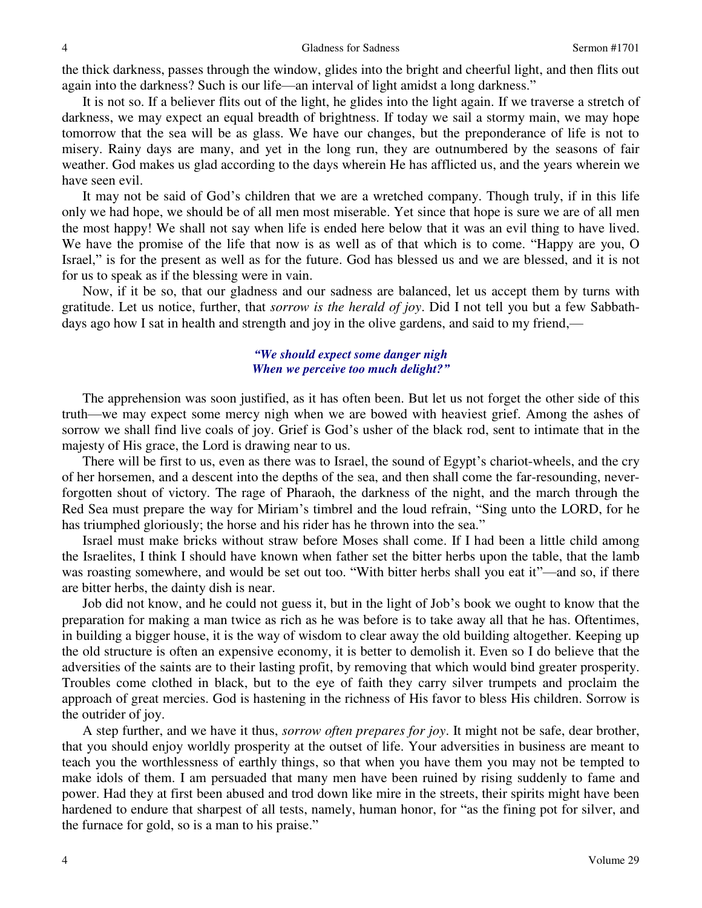the thick darkness, passes through the window, glides into the bright and cheerful light, and then flits out again into the darkness? Such is our life—an interval of light amidst a long darkness."

It is not so. If a believer flits out of the light, he glides into the light again. If we traverse a stretch of darkness, we may expect an equal breadth of brightness. If today we sail a stormy main, we may hope tomorrow that the sea will be as glass. We have our changes, but the preponderance of life is not to misery. Rainy days are many, and yet in the long run, they are outnumbered by the seasons of fair weather. God makes us glad according to the days wherein He has afflicted us, and the years wherein we have seen evil.

It may not be said of God's children that we are a wretched company. Though truly, if in this life only we had hope, we should be of all men most miserable. Yet since that hope is sure we are of all men the most happy! We shall not say when life is ended here below that it was an evil thing to have lived. We have the promise of the life that now is as well as of that which is to come. "Happy are you, O Israel," is for the present as well as for the future. God has blessed us and we are blessed, and it is not for us to speak as if the blessing were in vain.

Now, if it be so, that our gladness and our sadness are balanced, let us accept them by turns with gratitude. Let us notice, further, that *sorrow is the herald of joy*. Did I not tell you but a few Sabbath-days ago how I sat in health and strength and joy in the olive gardens, and said to my friend,—

> ***"We should expect some danger nigh***
> ***When we perceive too much delight?"***

The apprehension was soon justified, as it has often been. But let us not forget the other side of this truth—we may expect some mercy nigh when we are bowed with heaviest grief. Among the ashes of sorrow we shall find live coals of joy. Grief is God's usher of the black rod, sent to intimate that in the majesty of His grace, the Lord is drawing near to us.

There will be first to us, even as there was to Israel, the sound of Egypt's chariot-wheels, and the cry of her horsemen, and a descent into the depths of the sea, and then shall come the far-resounding, never-forgotten shout of victory. The rage of Pharaoh, the darkness of the night, and the march through the Red Sea must prepare the way for Miriam's timbrel and the loud refrain, "Sing unto the LORD, for he has triumphed gloriously; the horse and his rider has he thrown into the sea."

Israel must make bricks without straw before Moses shall come. If I had been a little child among the Israelites, I think I should have known when father set the bitter herbs upon the table, that the lamb was roasting somewhere, and would be set out too. "With bitter herbs shall you eat it"—and so, if there are bitter herbs, the dainty dish is near.

Job did not know, and he could not guess it, but in the light of Job's book we ought to know that the preparation for making a man twice as rich as he was before is to take away all that he has. Oftentimes, in building a bigger house, it is the way of wisdom to clear away the old building altogether. Keeping up the old structure is often an expensive economy, it is better to demolish it. Even so I do believe that the adversities of the saints are to their lasting profit, by removing that which would bind greater prosperity. Troubles come clothed in black, but to the eye of faith they carry silver trumpets and proclaim the approach of great mercies. God is hastening in the richness of His favor to bless His children. Sorrow is the outrider of joy.

A step further, and we have it thus, *sorrow often prepares for joy*. It might not be safe, dear brother, that you should enjoy worldly prosperity at the outset of life. Your adversities in business are meant to teach you the worthlessness of earthly things, so that when you have them you may not be tempted to make idols of them. I am persuaded that many men have been ruined by rising suddenly to fame and power. Had they at first been abused and trod down like mire in the streets, their spirits might have been hardened to endure that sharpest of all tests, namely, human honor, for "as the fining pot for silver, and the furnace for gold, so is a man to his praise."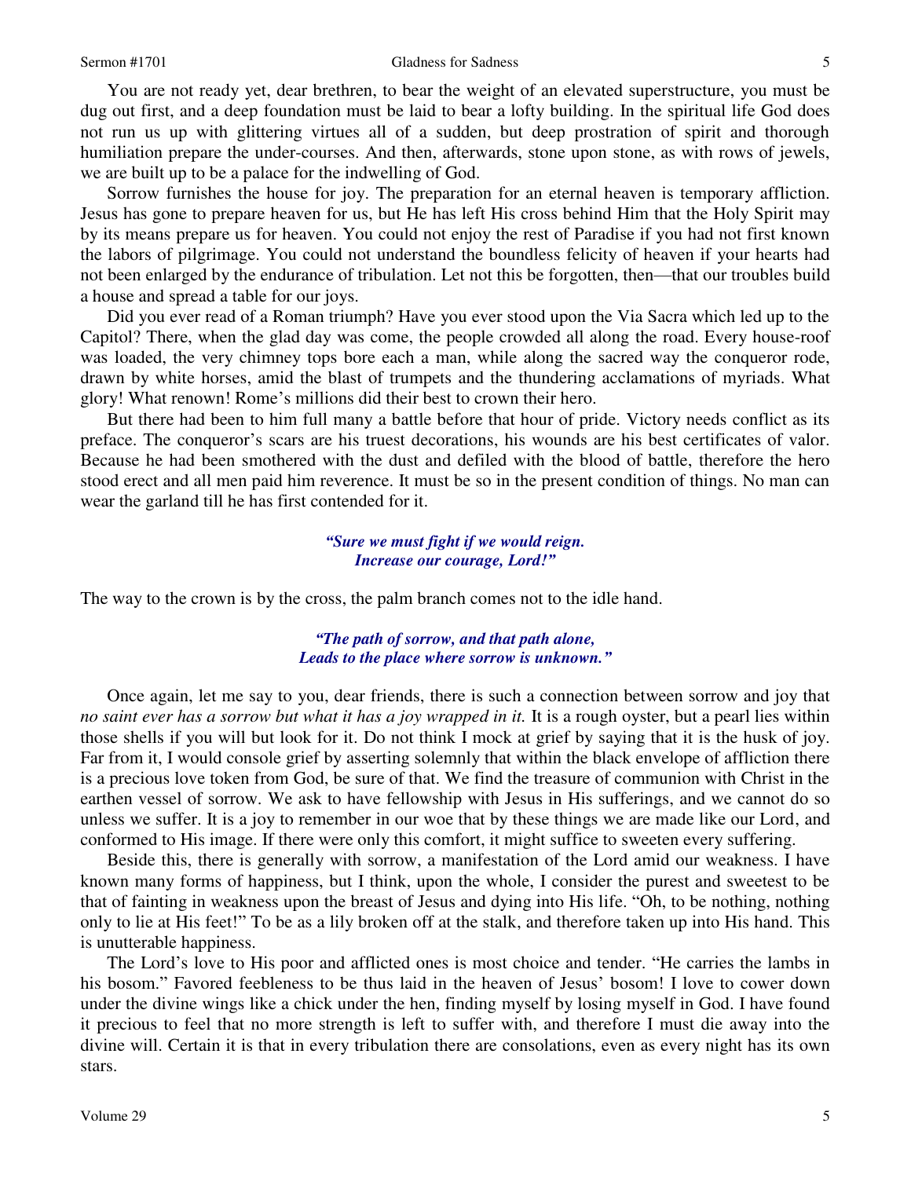You are not ready yet, dear brethren, to bear the weight of an elevated superstructure, you must be dug out first, and a deep foundation must be laid to bear a lofty building. In the spiritual life God does not run us up with glittering virtues all of a sudden, but deep prostration of spirit and thorough humiliation prepare the under-courses. And then, afterwards, stone upon stone, as with rows of jewels, we are built up to be a palace for the indwelling of God.

Sorrow furnishes the house for joy. The preparation for an eternal heaven is temporary affliction. Jesus has gone to prepare heaven for us, but He has left His cross behind Him that the Holy Spirit may by its means prepare us for heaven. You could not enjoy the rest of Paradise if you had not first known the labors of pilgrimage. You could not understand the boundless felicity of heaven if your hearts had not been enlarged by the endurance of tribulation. Let not this be forgotten, then—that our troubles build a house and spread a table for our joys.

Did you ever read of a Roman triumph? Have you ever stood upon the Via Sacra which led up to the Capitol? There, when the glad day was come, the people crowded all along the road. Every house-roof was loaded, the very chimney tops bore each a man, while along the sacred way the conqueror rode, drawn by white horses, amid the blast of trumpets and the thundering acclamations of myriads. What glory! What renown! Rome's millions did their best to crown their hero.

But there had been to him full many a battle before that hour of pride. Victory needs conflict as its preface. The conqueror's scars are his truest decorations, his wounds are his best certificates of valor. Because he had been smothered with the dust and defiled with the blood of battle, therefore the hero stood erect and all men paid him reverence. It must be so in the present condition of things. No man can wear the garland till he has first contended for it.

> ***"Sure we must fight if we would reign.***
> ***Increase our courage, Lord!"***

The way to the crown is by the cross, the palm branch comes not to the idle hand.

> ***"The path of sorrow, and that path alone,***
> ***Leads to the place where sorrow is unknown."***

Once again, let me say to you, dear friends, there is such a connection between sorrow and joy that *no saint ever has a sorrow but what it has a joy wrapped in it.* It is a rough oyster, but a pearl lies within those shells if you will but look for it. Do not think I mock at grief by saying that it is the husk of joy. Far from it, I would console grief by asserting solemnly that within the black envelope of affliction there is a precious love token from God, be sure of that. We find the treasure of communion with Christ in the earthen vessel of sorrow. We ask to have fellowship with Jesus in His sufferings, and we cannot do so unless we suffer. It is a joy to remember in our woe that by these things we are made like our Lord, and conformed to His image. If there were only this comfort, it might suffice to sweeten every suffering.

Beside this, there is generally with sorrow, a manifestation of the Lord amid our weakness. I have known many forms of happiness, but I think, upon the whole, I consider the purest and sweetest to be that of fainting in weakness upon the breast of Jesus and dying into His life. "Oh, to be nothing, nothing only to lie at His feet!" To be as a lily broken off at the stalk, and therefore taken up into His hand. This is unutterable happiness.

The Lord's love to His poor and afflicted ones is most choice and tender. "He carries the lambs in his bosom." Favored feebleness to be thus laid in the heaven of Jesus' bosom! I love to cower down under the divine wings like a chick under the hen, finding myself by losing myself in God. I have found it precious to feel that no more strength is left to suffer with, and therefore I must die away into the divine will. Certain it is that in every tribulation there are consolations, even as every night has its own stars.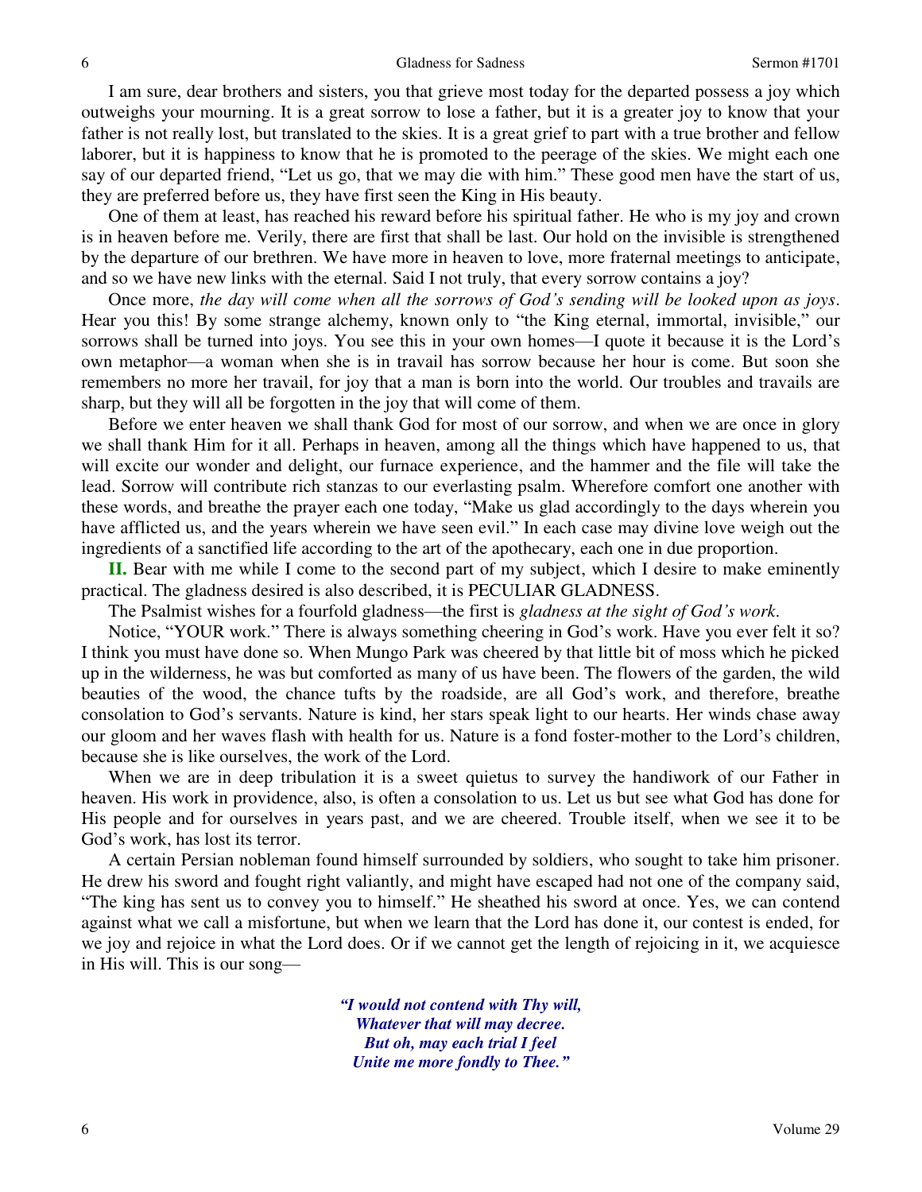I am sure, dear brothers and sisters, you that grieve most today for the departed possess a joy which outweighs your mourning. It is a great sorrow to lose a father, but it is a greater joy to know that your father is not really lost, but translated to the skies. It is a great grief to part with a true brother and fellow laborer, but it is happiness to know that he is promoted to the peerage of the skies. We might each one say of our departed friend, "Let us go, that we may die with him." These good men have the start of us, they are preferred before us, they have first seen the King in His beauty.

One of them at least, has reached his reward before his spiritual father. He who is my joy and crown is in heaven before me. Verily, there are first that shall be last. Our hold on the invisible is strengthened by the departure of our brethren. We have more in heaven to love, more fraternal meetings to anticipate, and so we have new links with the eternal. Said I not truly, that every sorrow contains a joy?

Once more, *the day will come when all the sorrows of God's sending will be looked upon as joys*. Hear you this! By some strange alchemy, known only to "the King eternal, immortal, invisible," our sorrows shall be turned into joys. You see this in your own homes—I quote it because it is the Lord's own metaphor—a woman when she is in travail has sorrow because her hour is come. But soon she remembers no more her travail, for joy that a man is born into the world. Our troubles and travails are sharp, but they will all be forgotten in the joy that will come of them.

Before we enter heaven we shall thank God for most of our sorrow, and when we are once in glory we shall thank Him for it all. Perhaps in heaven, among all the things which have happened to us, that will excite our wonder and delight, our furnace experience, and the hammer and the file will take the lead. Sorrow will contribute rich stanzas to our everlasting psalm. Wherefore comfort one another with these words, and breathe the prayer each one today, "Make us glad accordingly to the days wherein you have afflicted us, and the years wherein we have seen evil." In each case may divine love weigh out the ingredients of a sanctified life according to the art of the apothecary, each one in due proportion.

**II.** Bear with me while I come to the second part of my subject, which I desire to make eminently practical. The gladness desired is also described, it is PECULIAR GLADNESS.

The Psalmist wishes for a fourfold gladness—the first is *gladness at the sight of God's work*.

Notice, "YOUR work." There is always something cheering in God's work. Have you ever felt it so? I think you must have done so. When Mungo Park was cheered by that little bit of moss which he picked up in the wilderness, he was but comforted as many of us have been. The flowers of the garden, the wild beauties of the wood, the chance tufts by the roadside, are all God's work, and therefore, breathe consolation to God's servants. Nature is kind, her stars speak light to our hearts. Her winds chase away our gloom and her waves flash with health for us. Nature is a fond foster-mother to the Lord's children, because she is like ourselves, the work of the Lord.

When we are in deep tribulation it is a sweet quietus to survey the handiwork of our Father in heaven. His work in providence, also, is often a consolation to us. Let us but see what God has done for His people and for ourselves in years past, and we are cheered. Trouble itself, when we see it to be God's work, has lost its terror.

A certain Persian nobleman found himself surrounded by soldiers, who sought to take him prisoner. He drew his sword and fought right valiantly, and might have escaped had not one of the company said, "The king has sent us to convey you to himself." He sheathed his sword at once. Yes, we can contend against what we call a misfortune, but when we learn that the Lord has done it, our contest is ended, for we joy and rejoice in what the Lord does. Or if we cannot get the length of rejoicing in it, we acquiesce in His will. This is our song—

> ***"I would not contend with Thy will,***
> ***Whatever that will may decree.***
> ***But oh, may each trial I feel***
> ***Unite me more fondly to Thee."***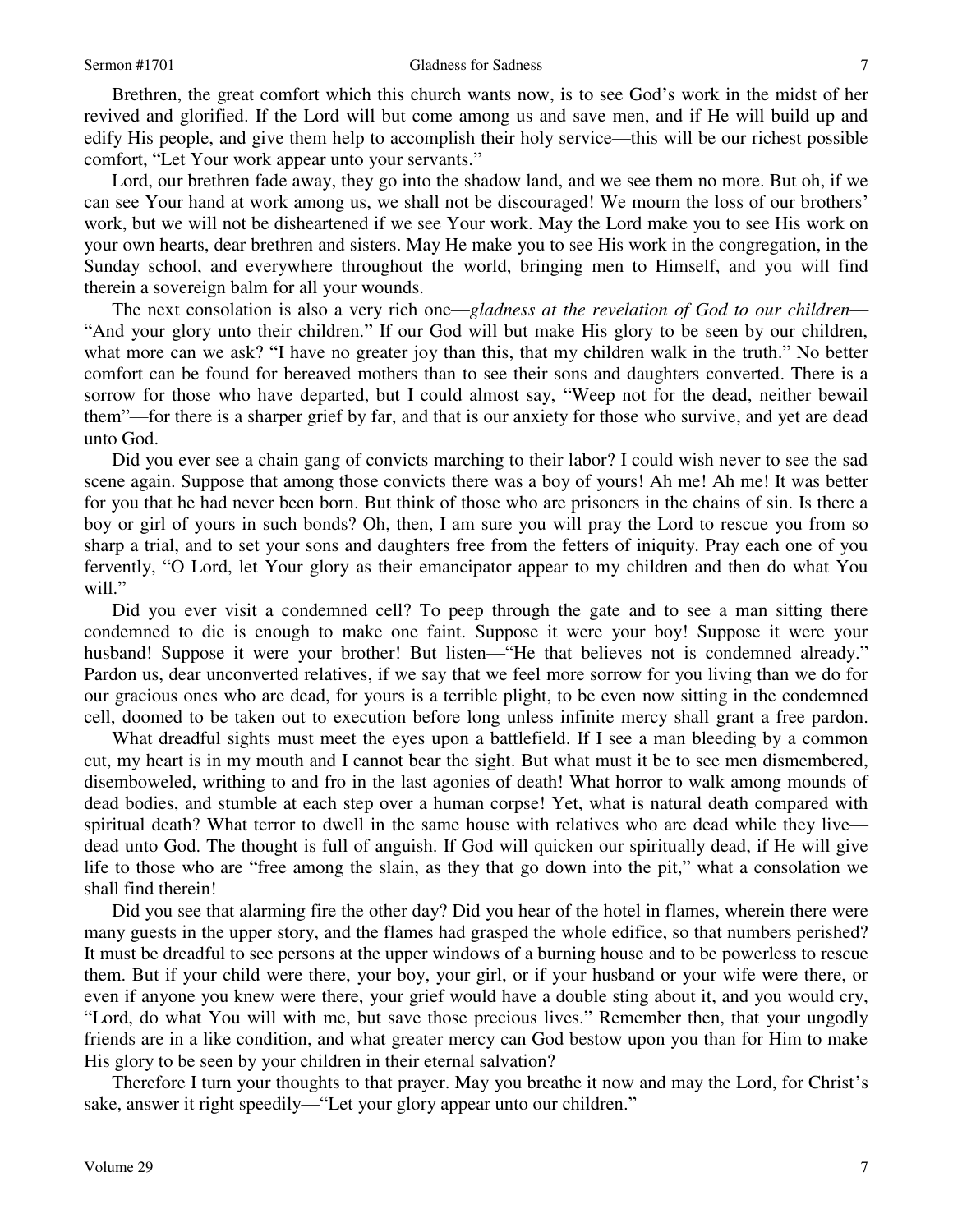Brethren, the great comfort which this church wants now, is to see God's work in the midst of her revived and glorified. If the Lord will but come among us and save men, and if He will build up and edify His people, and give them help to accomplish their holy service—this will be our richest possible comfort, "Let Your work appear unto your servants."

Lord, our brethren fade away, they go into the shadow land, and we see them no more. But oh, if we can see Your hand at work among us, we shall not be discouraged! We mourn the loss of our brothers' work, but we will not be disheartened if we see Your work. May the Lord make you to see His work on your own hearts, dear brethren and sisters. May He make you to see His work in the congregation, in the Sunday school, and everywhere throughout the world, bringing men to Himself, and you will find therein a sovereign balm for all your wounds.

The next consolation is also a very rich one—*gladness at the revelation of God to our children*—"And your glory unto their children." If our God will but make His glory to be seen by our children, what more can we ask? "I have no greater joy than this, that my children walk in the truth." No better comfort can be found for bereaved mothers than to see their sons and daughters converted. There is a sorrow for those who have departed, but I could almost say, "Weep not for the dead, neither bewail them"—for there is a sharper grief by far, and that is our anxiety for those who survive, and yet are dead unto God.

Did you ever see a chain gang of convicts marching to their labor? I could wish never to see the sad scene again. Suppose that among those convicts there was a boy of yours! Ah me! Ah me! It was better for you that he had never been born. But think of those who are prisoners in the chains of sin. Is there a boy or girl of yours in such bonds? Oh, then, I am sure you will pray the Lord to rescue you from so sharp a trial, and to set your sons and daughters free from the fetters of iniquity. Pray each one of you fervently, "O Lord, let Your glory as their emancipator appear to my children and then do what You will."

Did you ever visit a condemned cell? To peep through the gate and to see a man sitting there condemned to die is enough to make one faint. Suppose it were your boy! Suppose it were your husband! Suppose it were your brother! But listen—"He that believes not is condemned already." Pardon us, dear unconverted relatives, if we say that we feel more sorrow for you living than we do for our gracious ones who are dead, for yours is a terrible plight, to be even now sitting in the condemned cell, doomed to be taken out to execution before long unless infinite mercy shall grant a free pardon.

What dreadful sights must meet the eyes upon a battlefield. If I see a man bleeding by a common cut, my heart is in my mouth and I cannot bear the sight. But what must it be to see men dismembered, disemboweled, writhing to and fro in the last agonies of death! What horror to walk among mounds of dead bodies, and stumble at each step over a human corpse! Yet, what is natural death compared with spiritual death? What terror to dwell in the same house with relatives who are dead while they live—dead unto God. The thought is full of anguish. If God will quicken our spiritually dead, if He will give life to those who are "free among the slain, as they that go down into the pit," what a consolation we shall find therein!

Did you see that alarming fire the other day? Did you hear of the hotel in flames, wherein there were many guests in the upper story, and the flames had grasped the whole edifice, so that numbers perished? It must be dreadful to see persons at the upper windows of a burning house and to be powerless to rescue them. But if your child were there, your boy, your girl, or if your husband or your wife were there, or even if anyone you knew were there, your grief would have a double sting about it, and you would cry, "Lord, do what You will with me, but save those precious lives." Remember then, that your ungodly friends are in a like condition, and what greater mercy can God bestow upon you than for Him to make His glory to be seen by your children in their eternal salvation?

Therefore I turn your thoughts to that prayer. May you breathe it now and may the Lord, for Christ's sake, answer it right speedily—"Let your glory appear unto our children."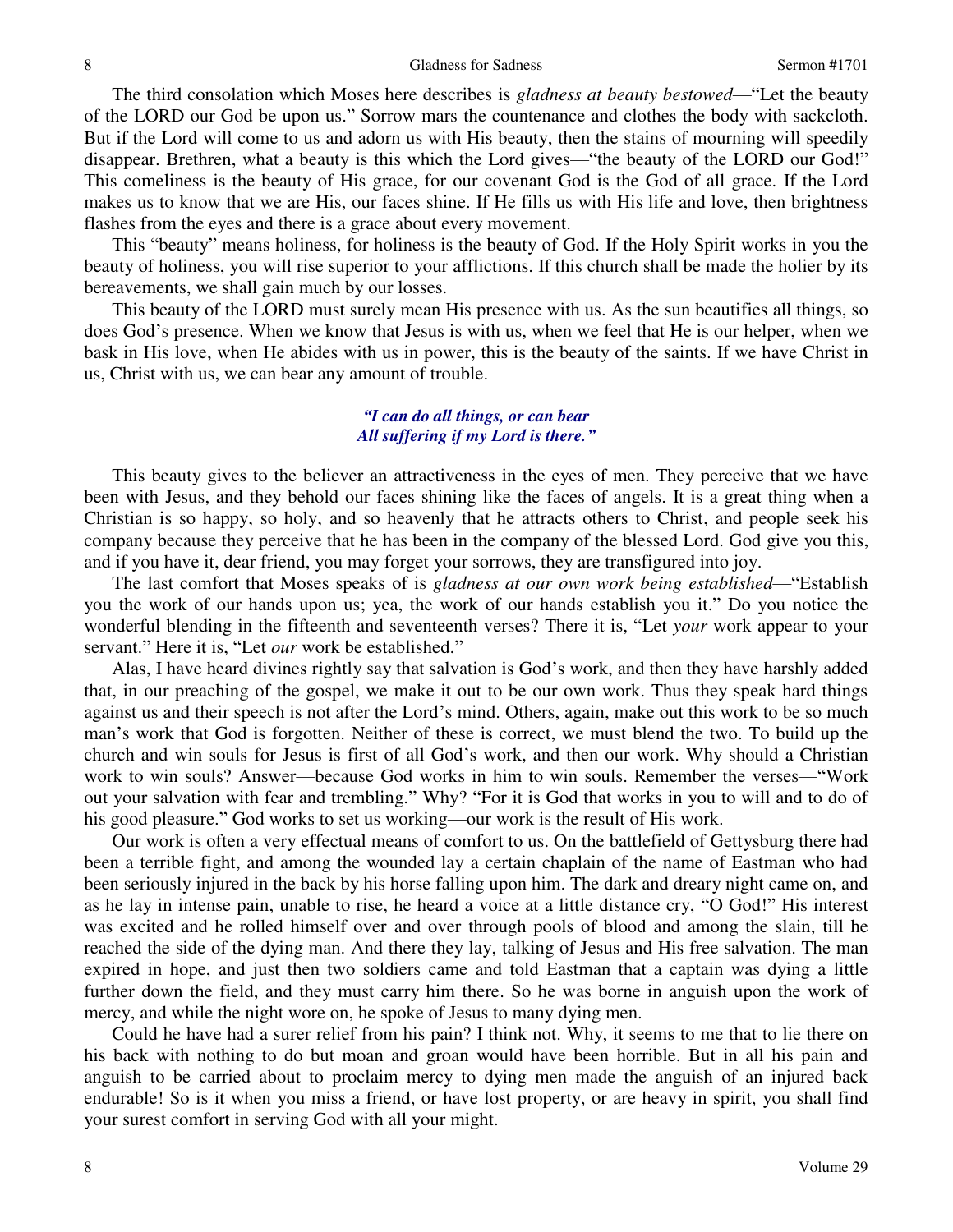The third consolation which Moses here describes is *gladness at beauty bestowed*—"Let the beauty of the LORD our God be upon us." Sorrow mars the countenance and clothes the body with sackcloth. But if the Lord will come to us and adorn us with His beauty, then the stains of mourning will speedily disappear. Brethren, what a beauty is this which the Lord gives—"the beauty of the LORD our God!" This comeliness is the beauty of His grace, for our covenant God is the God of all grace. If the Lord makes us to know that we are His, our faces shine. If He fills us with His life and love, then brightness flashes from the eyes and there is a grace about every movement.

This "beauty" means holiness, for holiness is the beauty of God. If the Holy Spirit works in you the beauty of holiness, you will rise superior to your afflictions. If this church shall be made the holier by its bereavements, we shall gain much by our losses.

This beauty of the LORD must surely mean His presence with us. As the sun beautifies all things, so does God's presence. When we know that Jesus is with us, when we feel that He is our helper, when we bask in His love, when He abides with us in power, this is the beauty of the saints. If we have Christ in us, Christ with us, we can bear any amount of trouble.

***"I can do all things, or can bear***
***All suffering if my Lord is there."***

This beauty gives to the believer an attractiveness in the eyes of men. They perceive that we have been with Jesus, and they behold our faces shining like the faces of angels. It is a great thing when a Christian is so happy, so holy, and so heavenly that he attracts others to Christ, and people seek his company because they perceive that he has been in the company of the blessed Lord. God give you this, and if you have it, dear friend, you may forget your sorrows, they are transfigured into joy.

The last comfort that Moses speaks of is *gladness at our own work being established*—"Establish you the work of our hands upon us; yea, the work of our hands establish you it." Do you notice the wonderful blending in the fifteenth and seventeenth verses? There it is, "Let *your* work appear to your servant." Here it is, "Let *our* work be established."

Alas, I have heard divines rightly say that salvation is God's work, and then they have harshly added that, in our preaching of the gospel, we make it out to be our own work. Thus they speak hard things against us and their speech is not after the Lord's mind. Others, again, make out this work to be so much man's work that God is forgotten. Neither of these is correct, we must blend the two. To build up the church and win souls for Jesus is first of all God's work, and then our work. Why should a Christian work to win souls? Answer—because God works in him to win souls. Remember the verses—"Work out your salvation with fear and trembling." Why? "For it is God that works in you to will and to do of his good pleasure." God works to set us working—our work is the result of His work.

Our work is often a very effectual means of comfort to us. On the battlefield of Gettysburg there had been a terrible fight, and among the wounded lay a certain chaplain of the name of Eastman who had been seriously injured in the back by his horse falling upon him. The dark and dreary night came on, and as he lay in intense pain, unable to rise, he heard a voice at a little distance cry, "O God!" His interest was excited and he rolled himself over and over through pools of blood and among the slain, till he reached the side of the dying man. And there they lay, talking of Jesus and His free salvation. The man expired in hope, and just then two soldiers came and told Eastman that a captain was dying a little further down the field, and they must carry him there. So he was borne in anguish upon the work of mercy, and while the night wore on, he spoke of Jesus to many dying men.

Could he have had a surer relief from his pain? I think not. Why, it seems to me that to lie there on his back with nothing to do but moan and groan would have been horrible. But in all his pain and anguish to be carried about to proclaim mercy to dying men made the anguish of an injured back endurable! So is it when you miss a friend, or have lost property, or are heavy in spirit, you shall find your surest comfort in serving God with all your might.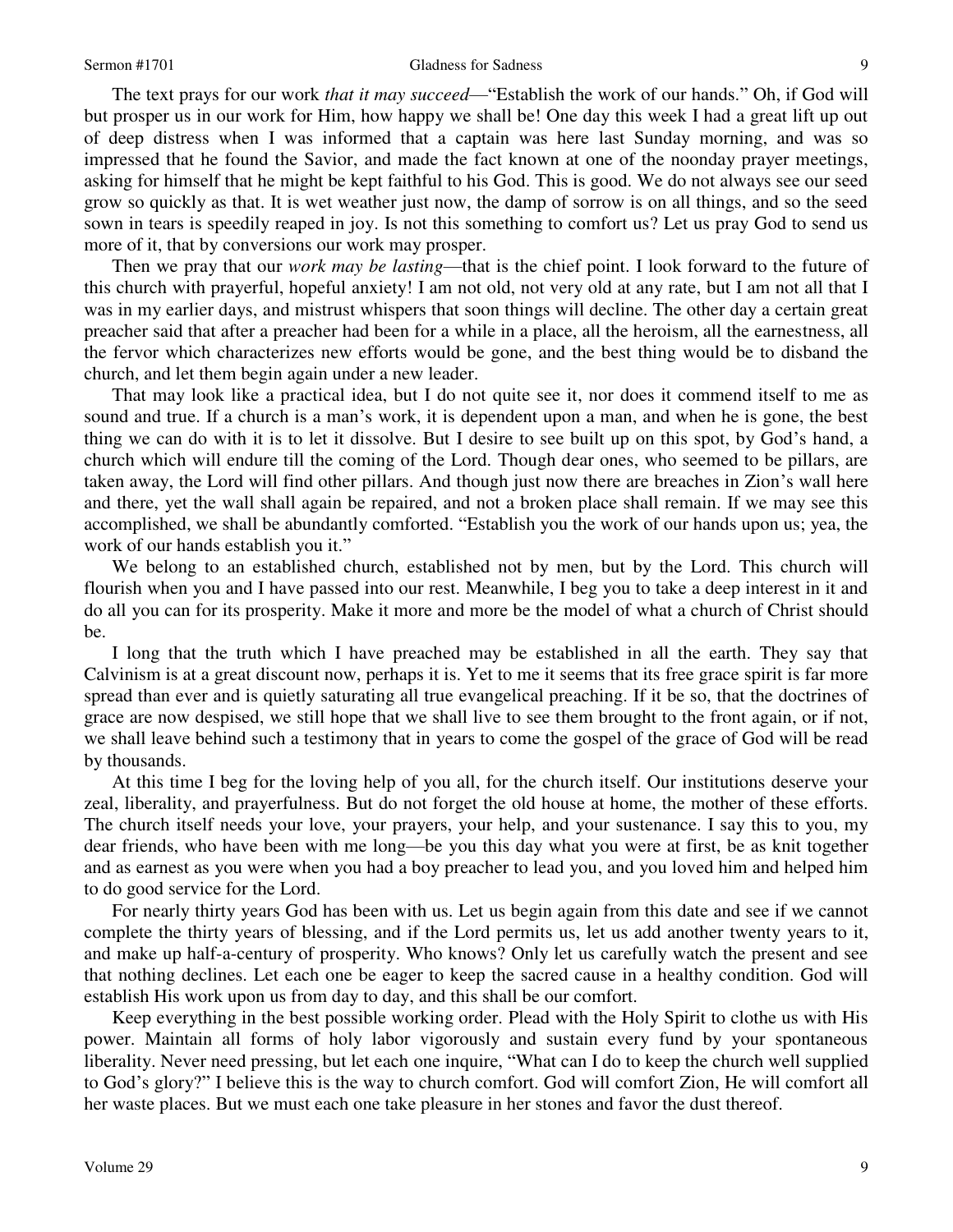The text prays for our work *that it may succeed*—"Establish the work of our hands." Oh, if God will but prosper us in our work for Him, how happy we shall be! One day this week I had a great lift up out of deep distress when I was informed that a captain was here last Sunday morning, and was so impressed that he found the Savior, and made the fact known at one of the noonday prayer meetings, asking for himself that he might be kept faithful to his God. This is good. We do not always see our seed grow so quickly as that. It is wet weather just now, the damp of sorrow is on all things, and so the seed sown in tears is speedily reaped in joy. Is not this something to comfort us? Let us pray God to send us more of it, that by conversions our work may prosper.

Then we pray that our *work may be lasting*—that is the chief point. I look forward to the future of this church with prayerful, hopeful anxiety! I am not old, not very old at any rate, but I am not all that I was in my earlier days, and mistrust whispers that soon things will decline. The other day a certain great preacher said that after a preacher had been for a while in a place, all the heroism, all the earnestness, all the fervor which characterizes new efforts would be gone, and the best thing would be to disband the church, and let them begin again under a new leader.

That may look like a practical idea, but I do not quite see it, nor does it commend itself to me as sound and true. If a church is a man's work, it is dependent upon a man, and when he is gone, the best thing we can do with it is to let it dissolve. But I desire to see built up on this spot, by God's hand, a church which will endure till the coming of the Lord. Though dear ones, who seemed to be pillars, are taken away, the Lord will find other pillars. And though just now there are breaches in Zion's wall here and there, yet the wall shall again be repaired, and not a broken place shall remain. If we may see this accomplished, we shall be abundantly comforted. "Establish you the work of our hands upon us; yea, the work of our hands establish you it."

We belong to an established church, established not by men, but by the Lord. This church will flourish when you and I have passed into our rest. Meanwhile, I beg you to take a deep interest in it and do all you can for its prosperity. Make it more and more be the model of what a church of Christ should be.

I long that the truth which I have preached may be established in all the earth. They say that Calvinism is at a great discount now, perhaps it is. Yet to me it seems that its free grace spirit is far more spread than ever and is quietly saturating all true evangelical preaching. If it be so, that the doctrines of grace are now despised, we still hope that we shall live to see them brought to the front again, or if not, we shall leave behind such a testimony that in years to come the gospel of the grace of God will be read by thousands.

At this time I beg for the loving help of you all, for the church itself. Our institutions deserve your zeal, liberality, and prayerfulness. But do not forget the old house at home, the mother of these efforts. The church itself needs your love, your prayers, your help, and your sustenance. I say this to you, my dear friends, who have been with me long—be you this day what you were at first, be as knit together and as earnest as you were when you had a boy preacher to lead you, and you loved him and helped him to do good service for the Lord.

For nearly thirty years God has been with us. Let us begin again from this date and see if we cannot complete the thirty years of blessing, and if the Lord permits us, let us add another twenty years to it, and make up half-a-century of prosperity. Who knows? Only let us carefully watch the present and see that nothing declines. Let each one be eager to keep the sacred cause in a healthy condition. God will establish His work upon us from day to day, and this shall be our comfort.

Keep everything in the best possible working order. Plead with the Holy Spirit to clothe us with His power. Maintain all forms of holy labor vigorously and sustain every fund by your spontaneous liberality. Never need pressing, but let each one inquire, "What can I do to keep the church well supplied to God's glory?" I believe this is the way to church comfort. God will comfort Zion, He will comfort all her waste places. But we must each one take pleasure in her stones and favor the dust thereof.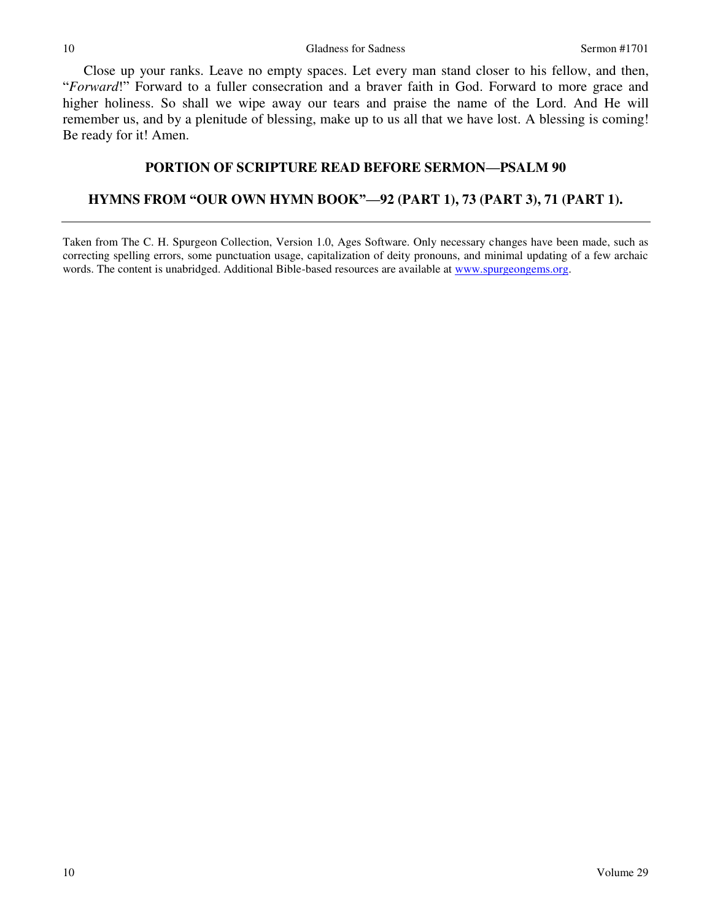Close up your ranks. Leave no empty spaces. Let every man stand closer to his fellow, and then, "*Forward*!" Forward to a fuller consecration and a braver faith in God. Forward to more grace and higher holiness. So shall we wipe away our tears and praise the name of the Lord. And He will remember us, and by a plenitude of blessing, make up to us all that we have lost. A blessing is coming! Be ready for it! Amen.

## PORTION OF SCRIPTURE READ BEFORE SERMON—PSALM 90

## HYMNS FROM "OUR OWN HYMN BOOK"—92 (PART 1), 73 (PART 3), 71 (PART 1).

---

Taken from The C. H. Spurgeon Collection, Version 1.0, Ages Software. Only necessary changes have been made, such as correcting spelling errors, some punctuation usage, capitalization of deity pronouns, and minimal updating of a few archaic words. The content is unabridged. Additional Bible-based resources are available at www.spurgeongems.org.